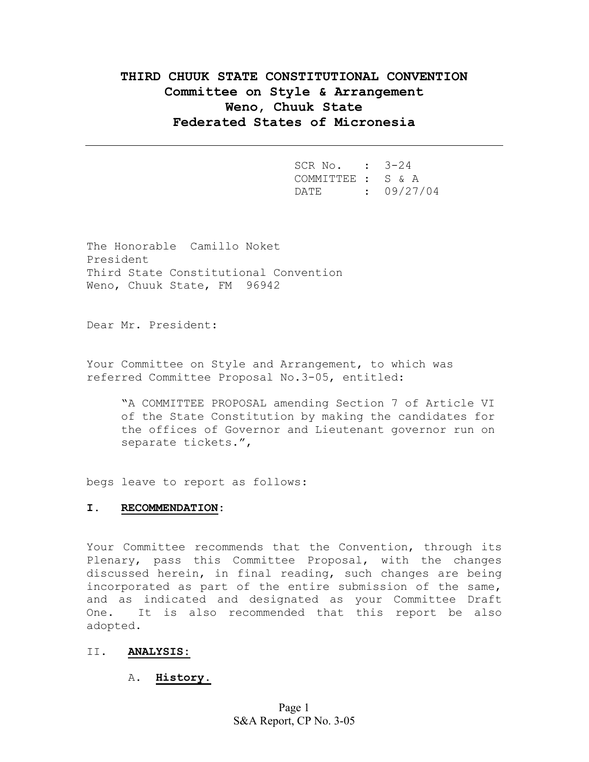# THIRD CHUUK STATE CONSTITUTIONAL CONVENTION

## Committee on Style & Arrangement

## Weno, Chuuk State

## Federated States of Micronesia

---

SCR No. : 3-24
COMMITTEE : S & A
DATE : 09/27/04

The Honorable Camillo Noket
President
Third State Constitutional Convention
Weno, Chuuk State, FM 96942

Dear Mr. President:

Your Committee on Style and Arrangement, to which was referred Committee Proposal No.3-05, entitled:

> "A COMMITTEE PROPOSAL amending Section 7 of Article VI of the State Constitution by making the candidates for the offices of Governor and Lieutenant governor run on separate tickets.",

begs leave to report as follows:

**I. <u>RECOMMENDATION</u>:**

Your Committee recommends that the Convention, through its Plenary, pass this Committee Proposal, with the changes discussed herein, in final reading, such changes are being incorporated as part of the entire submission of the same, and as indicated and designated as your Committee Draft One. It is also recommended that this report be also adopted.

II. **<u>ANALYSIS</u>:**

A. **<u>History.</u>**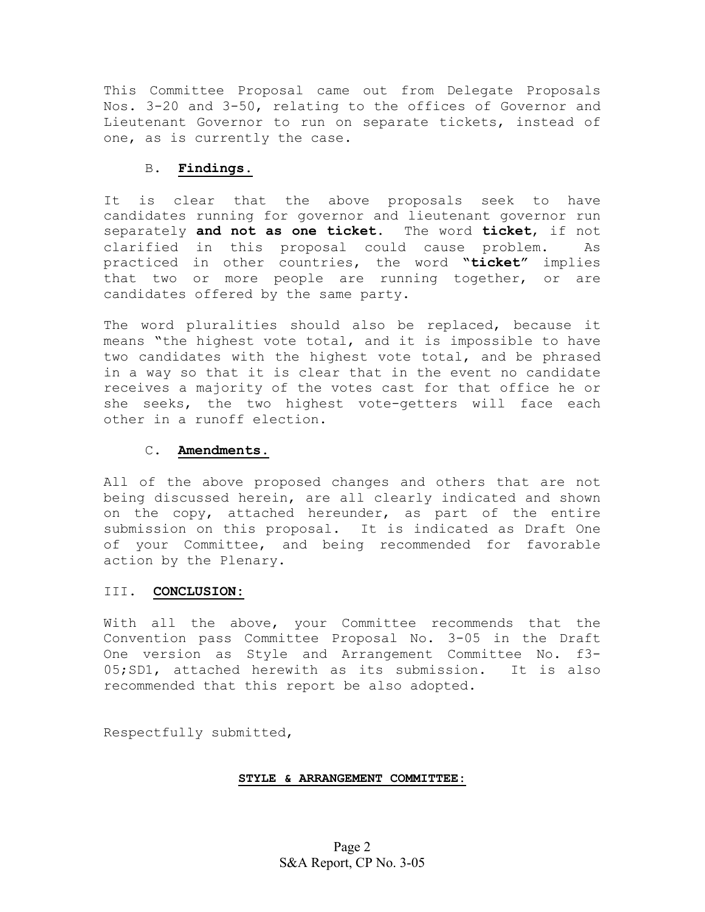This Committee Proposal came out from Delegate Proposals Nos. 3-20 and 3-50, relating to the offices of Governor and Lieutenant Governor to run on separate tickets, instead of one, as is currently the case.

### B. **Findings.**

It is clear that the above proposals seek to have candidates running for governor and lieutenant governor run separately **and not as one ticket**. The word **ticket**, if not clarified in this proposal could cause problem. As practiced in other countries, the word **"ticket"** implies that two or more people are running together, or are candidates offered by the same party.

The word pluralities should also be replaced, because it means "the highest vote total, and it is impossible to have two candidates with the highest vote total, and be phrased in a way so that it is clear that in the event no candidate receives a majority of the votes cast for that office he or she seeks, the two highest vote-getters will face each other in a runoff election.

### C. **Amendments.**

All of the above proposed changes and others that are not being discussed herein, are all clearly indicated and shown on the copy, attached hereunder, as part of the entire submission on this proposal. It is indicated as Draft One of your Committee, and being recommended for favorable action by the Plenary.

## III. **CONCLUSION:**

With all the above, your Committee recommends that the Convention pass Committee Proposal No. 3-05 in the Draft One version as Style and Arrangement Committee No. f3-05;SD1, attached herewith as its submission. It is also recommended that this report be also adopted.

Respectfully submitted,

**STYLE & ARRANGEMENT COMMITTEE:**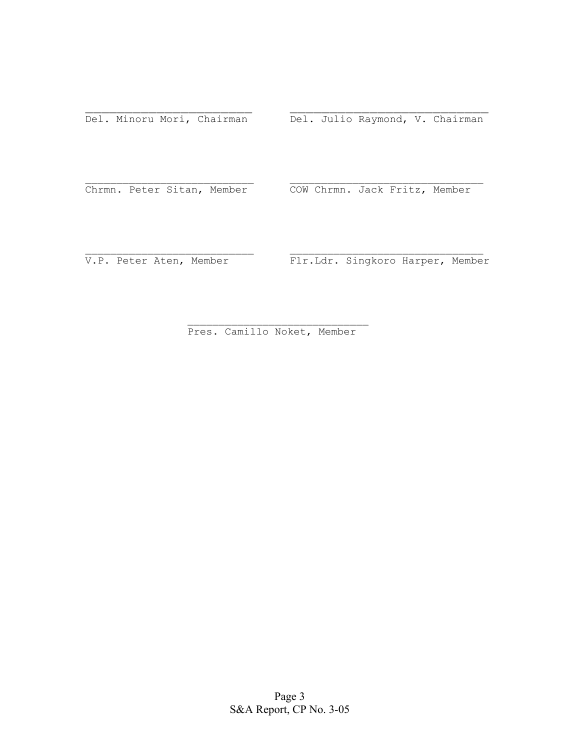\_\_\_\_\_\_\_\_\_\_\_\_\_\_\_\_\_\_\_\_\_\_\_\_\_\_
Del. Minoru Mori, Chairman

\_\_\_\_\_\_\_\_\_\_\_\_\_\_\_\_\_\_\_\_\_\_\_\_\_\_\_\_\_\_\_
Del. Julio Raymond, V. Chairman

\_\_\_\_\_\_\_\_\_\_\_\_\_\_\_\_\_\_\_\_\_\_\_\_\_\_
Chrmn. Peter Sitan, Member

\_\_\_\_\_\_\_\_\_\_\_\_\_\_\_\_\_\_\_\_\_\_\_\_\_\_\_\_\_\_\_
COW Chrmn. Jack Fritz, Member

\_\_\_\_\_\_\_\_\_\_\_\_\_\_\_\_\_\_\_\_\_\_\_\_\_\_
V.P. Peter Aten, Member

\_\_\_\_\_\_\_\_\_\_\_\_\_\_\_\_\_\_\_\_\_\_\_\_\_\_\_\_\_\_\_
Flr.Ldr. Singkoro Harper, Member

\_\_\_\_\_\_\_\_\_\_\_\_\_\_\_\_\_\_\_\_\_\_\_\_\_\_\_\_
Pres. Camillo Noket, Member